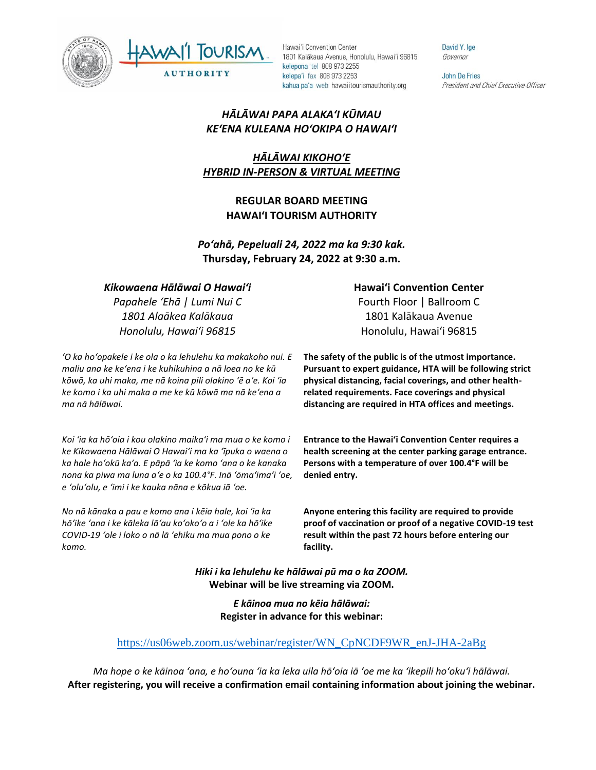Hawaiʻi Convention Center
1801 Kalākaua Avenue, Honolulu, Hawaiʻi 96815
kelepona tel 808 973 2255
kelepaʻi fax 808 973 2253
kahua paʻa web hawaiitourismauthority.org

David Y. Ige
*Governor*

John De Fries
*President and Chief Executive Officer*

## *HĀLĀWAI PAPA ALAKAʻI KŪMAU*
## *KEʻENA KULEANA HOʻOKIPA O HAWAIʻI*

## ***HĀLĀWAI KIKOHOʻE***
## ***HYBRID IN-PERSON & VIRTUAL MEETING***

## **REGULAR BOARD MEETING**
## **HAWAIʻI TOURISM AUTHORITY**

***Poʻahā, Pepeluali 24, 2022 ma ka 9:30 kak.***
**Thursday, February 24, 2022 at 9:30 a.m.**

***Kikowaena Hālāwai O Hawaiʻi***
*Papahele ʻEhā | Lumi Nui C*
*1801 Alaākea Kalākaua*
*Honolulu, Hawaiʻi 96815*

**Hawaiʻi Convention Center**
Fourth Floor | Ballroom C
1801 Kalākaua Avenue
Honolulu, Hawaiʻi 96815

*ʻO ka hoʻopakele i ke ola o ka lehulehu ka makakoho nui. E maliu ana ke keʻena i ke kuhikuhina a nā loea no ke kū kōwā, ka uhi maka, me nā koina pili olakino ʻē aʻe. Koi ʻia ke komo i ka uhi maka a me ke kū kōwā ma nā keʻena a ma nā hālāwai.*

**The safety of the public is of the utmost importance. Pursuant to expert guidance, HTA will be following strict physical distancing, facial coverings, and other health-related requirements. Face coverings and physical distancing are required in HTA offices and meetings.**

*Koi ʻia ka hōʻoia i kou olakino maikaʻi ma mua o ke komo i ke Kikowaena Hālāwai O Hawaiʻi ma ka ʻīpuka o waena o ka hale hoʻokū kaʻa. E pāpā ʻia ke komo ʻana o ke kanaka nona ka piwa ma luna aʻe o ka 100.4°F. Inā ʻōmaʻimaʻi ʻoe, e ʻoluʻolu, e ʻimi i ke kauka nāna e kōkua iā ʻoe.*

**Entrance to the Hawaiʻi Convention Center requires a health screening at the center parking garage entrance. Persons with a temperature of over 100.4°F will be denied entry.**

*No nā kānaka a pau e komo ana i kēia hale, koi ʻia ka hōʻike ʻana i ke kāleka lāʻau koʻokoʻo a i ʻole ka hōʻike COVID-19 ʻole i loko o nā lā ʻehiku ma mua pono o ke komo.*

**Anyone entering this facility are required to provide proof of vaccination or proof of a negative COVID-19 test result within the past 72 hours before entering our facility.**

***Hiki i ka lehulehu ke hālāwai pū ma o ka ZOOM.***
**Webinar will be live streaming via ZOOM.**

***E kāinoa mua no kēia hālāwai:***
**Register in advance for this webinar:**

https://us06web.zoom.us/webinar/register/WN_CpNCDF9WR_enJ-JHA-2aBg

*Ma hope o ke kāinoa ʻana, e hoʻouna ʻia ka leka uila hōʻoia iā ʻoe me ka ʻikepili hoʻokuʻi hālāwai.*
**After registering, you will receive a confirmation email containing information about joining the webinar.**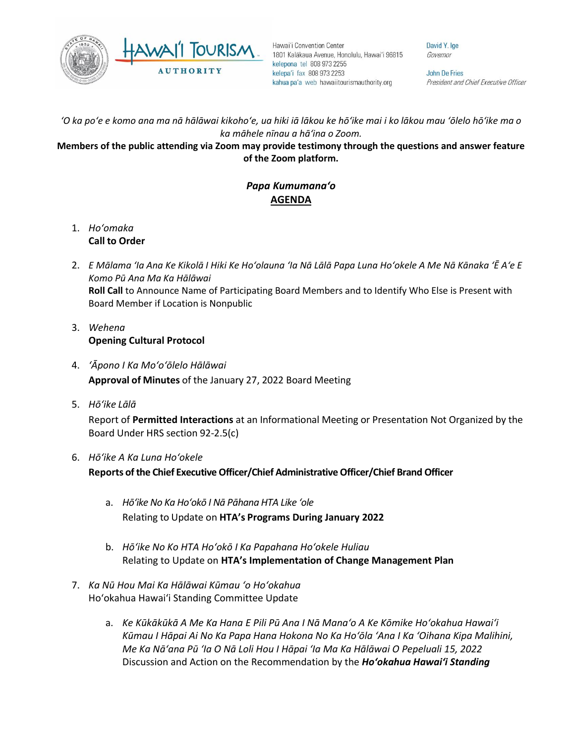*ʻO ka poʻe e komo ana ma nā hālāwai kikohoʻe, ua hiki iā lākou ke hōʻike mai i ko lākou mau ʻōlelo hōʻike ma o ka māhele nīnau a hāʻina o Zoom.*

**Members of the public attending via Zoom may provide testimony through the questions and answer feature of the Zoom platform.**

## *Papa Kumumanaʻo*
## AGENDA

1. *Hoʻomaka*
   **Call to Order**

2. *E Mālama ʻIa Ana Ke Kikolā I Hiki Ke Hoʻolauna ʻIa Nā Lālā Papa Luna Hoʻokele A Me Nā Kānaka ʻĒ Aʻe E Komo Pū Ana Ma Ka Hālāwai*
   **Roll Call** to Announce Name of Participating Board Members and to Identify Who Else is Present with Board Member if Location is Nonpublic

3. *Wehena*
   **Opening Cultural Protocol**

4. *ʻĀpono I Ka Moʻoʻōlelo Hālāwai*
   **Approval of Minutes** of the January 27, 2022 Board Meeting

5. *Hōʻike Lālā*
   Report of **Permitted Interactions** at an Informational Meeting or Presentation Not Organized by the Board Under HRS section 92-2.5(c)

6. *Hōʻike A Ka Luna Hoʻokele*
   **Reports of the Chief Executive Officer/Chief Administrative Officer/Chief Brand Officer**

   a. *Hōʻike No Ka Hoʻokō I Nā Pāhana HTA Like ʻole*
      Relating to Update on **HTA's Programs During January 2022**

   b. *Hōʻike No Ko HTA Hoʻokō I Ka Papahana Hoʻokele Huliau*
      Relating to Update on **HTA's Implementation of Change Management Plan**

7. *Ka Nū Hou Mai Ka Hālāwai Kūmau ʻo Hoʻokahua*
   Hoʻokahua Hawaiʻi Standing Committee Update

   a. *Ke Kūkākūkā A Me Ka Hana E Pili Pū Ana I Nā Manaʻo A Ke Kōmike Hoʻokahua Hawaiʻi Kūmau I Hāpai Ai No Ka Papa Hana Hokona No Ka Hoʻōla ʻAna I Ka ʻOihana Kipa Malihini, Me Ka Nāʻana Pū ʻIa O Nā Loli Hou I Hāpai ʻIa Ma Ka Hālāwai O Pepeluali 15, 2022*
      Discussion and Action on the Recommendation by the ***Hoʻokahua Hawaiʻi Standing***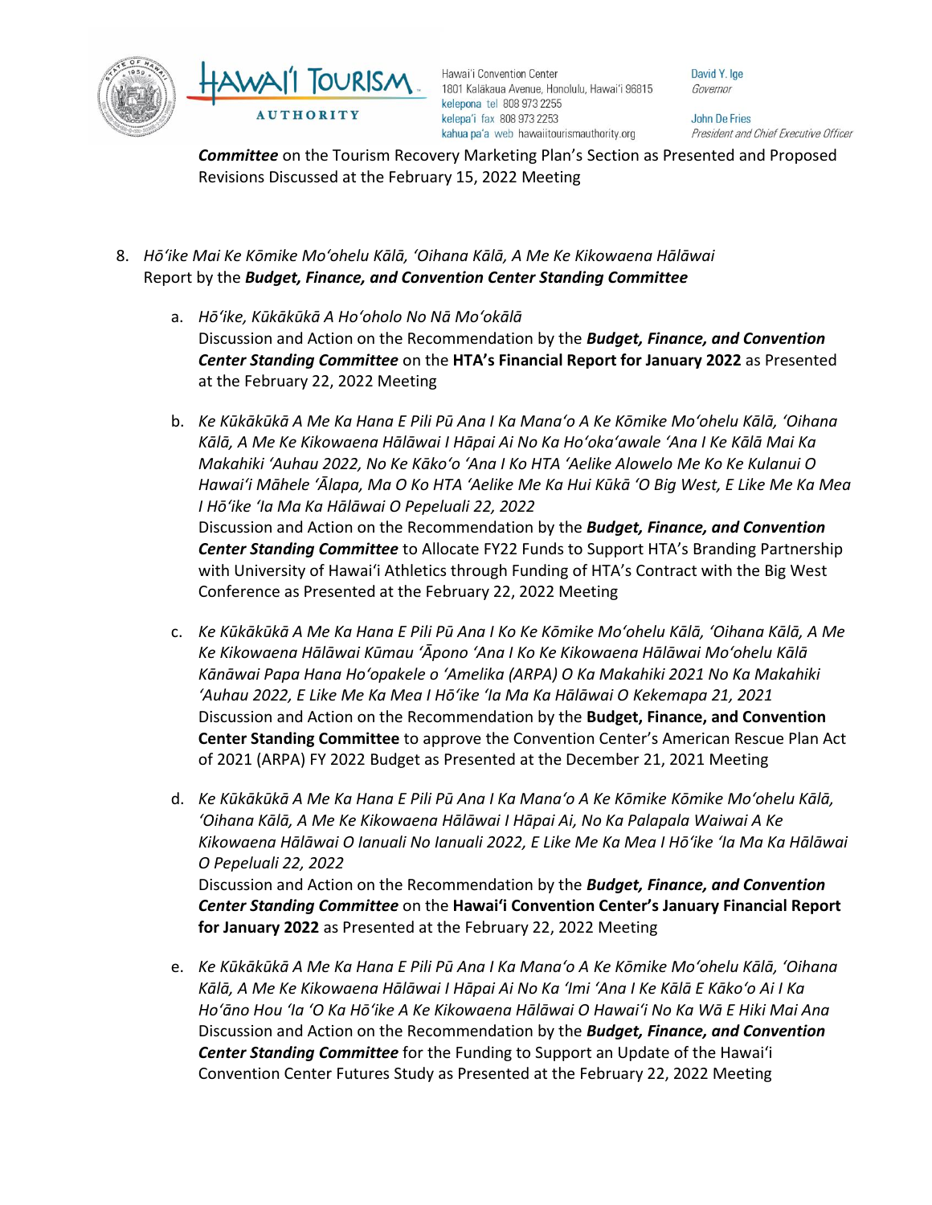***Committee*** on the Tourism Recovery Marketing Plan's Section as Presented and Proposed Revisions Discussed at the February 15, 2022 Meeting

8. *Hōʻike Mai Ke Kōmike Moʻohelu Kālā, ʻOihana Kālā, A Me Ke Kikowaena Hālāwai*
   Report by the ***Budget, Finance, and Convention Center Standing Committee***

   a. *Hōʻike, Kūkākūkā A Hoʻoholo No Nā Moʻokālā*
      Discussion and Action on the Recommendation by the ***Budget, Finance, and Convention Center Standing Committee*** on the **HTA's Financial Report for January 2022** as Presented at the February 22, 2022 Meeting

   b. *Ke Kūkākūkā A Me Ka Hana E Pili Pū Ana I Ka Manaʻo A Ke Kōmike Moʻohelu Kālā, ʻOihana Kālā, A Me Ke Kikowaena Hālāwai I Hāpai Ai No Ka Hoʻokaʻawale ʻAna I Ke Kālā Mai Ka Makahiki ʻAuhau 2022, No Ke Kākoʻo ʻAna I Ko HTA ʻAelike Alowelo Me Ko Ke Kulanui O Hawaiʻi Māhele ʻĀlapa, Ma O Ko HTA ʻAelike Me Ka Hui Kūkā ʻO Big West, E Like Me Ka Mea I Hōʻike ʻIa Ma Ka Hālāwai O Pepeluali 22, 2022*
      Discussion and Action on the Recommendation by the ***Budget, Finance, and Convention Center Standing Committee*** to Allocate FY22 Funds to Support HTA's Branding Partnership with University of Hawaiʻi Athletics through Funding of HTA's Contract with the Big West Conference as Presented at the February 22, 2022 Meeting

   c. *Ke Kūkākūkā A Me Ka Hana E Pili Pū Ana I Ko Ke Kōmike Moʻohelu Kālā, ʻOihana Kālā, A Me Ke Kikowaena Hālāwai Kūmau ʻĀpono ʻAna I Ko Ke Kikowaena Hālāwai Moʻohelu Kālā Kānāwai Papa Hana Hoʻopakele o ʻAmelika (ARPA) O Ka Makahiki 2021 No Ka Makahiki ʻAuhau 2022, E Like Me Ka Mea I Hōʻike ʻIa Ma Ka Hālāwai O Kekemapa 21, 2021*
      Discussion and Action on the Recommendation by the **Budget, Finance, and Convention Center Standing Committee** to approve the Convention Center's American Rescue Plan Act of 2021 (ARPA) FY 2022 Budget as Presented at the December 21, 2021 Meeting

   d. *Ke Kūkākūkā A Me Ka Hana E Pili Pū Ana I Ka Manaʻo A Ke Kōmike Kōmike Moʻohelu Kālā, ʻOihana Kālā, A Me Ke Kikowaena Hālāwai I Hāpai Ai, No Ka Palapala Waiwai A Ke Kikowaena Hālāwai O Ianuali No Ianuali 2022, E Like Me Ka Mea I Hōʻike ʻIa Ma Ka Hālāwai O Pepeluali 22, 2022*
      Discussion and Action on the Recommendation by the ***Budget, Finance, and Convention Center Standing Committee*** on the **Hawaiʻi Convention Center's January Financial Report for January 2022** as Presented at the February 22, 2022 Meeting

   e. *Ke Kūkākūkā A Me Ka Hana E Pili Pū Ana I Ka Manaʻo A Ke Kōmike Moʻohelu Kālā, ʻOihana Kālā, A Me Ke Kikowaena Hālāwai I Hāpai Ai No Ka ʻImi ʻAna I Ke Kālā E Kākoʻo Ai I Ka Hoʻāno Hou ʻIa ʻO Ka Hōʻike A Ke Kikowaena Hālāwai O Hawaiʻi No Ka Wā E Hiki Mai Ana*
      Discussion and Action on the Recommendation by the ***Budget, Finance, and Convention Center Standing Committee*** for the Funding to Support an Update of the Hawaiʻi Convention Center Futures Study as Presented at the February 22, 2022 Meeting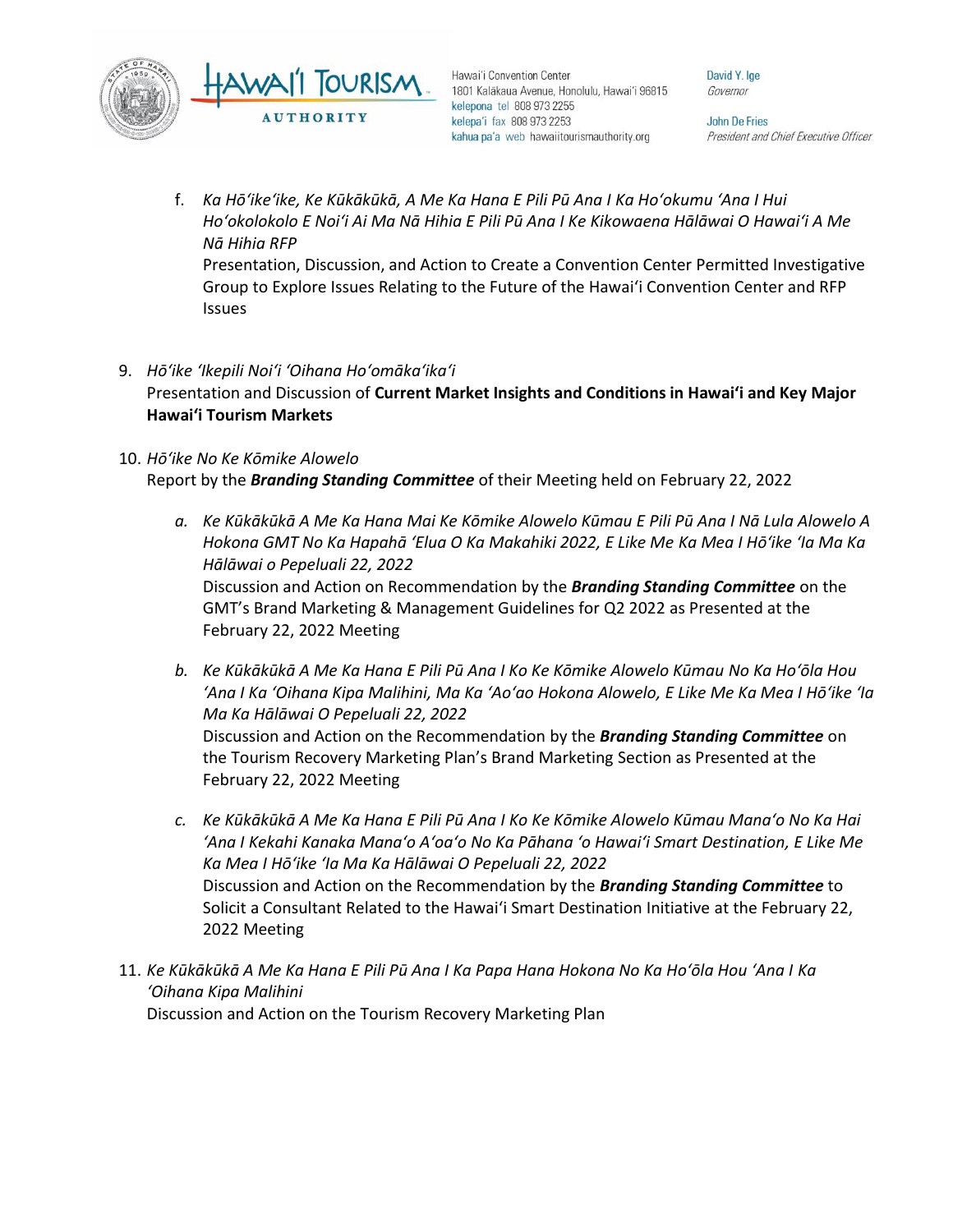f. *Ka Hōʻikeʻike, Ke Kūkākūkā, A Me Ka Hana E Pili Pū Ana I Ka Hoʻokumu ʻAna I Hui Hoʻokolokolo E Noiʻi Ai Ma Nā Hihia E Pili Pū Ana I Ke Kikowaena Hālāwai O Hawaiʻi A Me Nā Hihia RFP*
   Presentation, Discussion, and Action to Create a Convention Center Permitted Investigative Group to Explore Issues Relating to the Future of the Hawaiʻi Convention Center and RFP Issues

9. *Hōʻike ʻIkepili Noiʻi ʻOihana Hoʻomākaʻikaʻi*
   Presentation and Discussion of **Current Market Insights and Conditions in Hawaiʻi and Key Major Hawaiʻi Tourism Markets**

10. *Hōʻike No Ke Kōmike Alowelo*
    Report by the ***Branding Standing Committee*** of their Meeting held on February 22, 2022

    a. *Ke Kūkākūkā A Me Ka Hana Mai Ke Kōmike Alowelo Kūmau E Pili Pū Ana I Nā Lula Alowelo A Hokona GMT No Ka Hapahā ʻElua O Ka Makahiki 2022, E Like Me Ka Mea I Hōʻike ʻIa Ma Ka Hālāwai o Pepeluali 22, 2022*
       Discussion and Action on Recommendation by the ***Branding Standing Committee*** on the GMT's Brand Marketing & Management Guidelines for Q2 2022 as Presented at the February 22, 2022 Meeting

    b. *Ke Kūkākūkā A Me Ka Hana E Pili Pū Ana I Ko Ke Kōmike Alowelo Kūmau No Ka Hoʻōla Hou ʻAna I Ka ʻOihana Kipa Malihini, Ma Ka ʻAoʻao Hokona Alowelo, E Like Me Ka Mea I Hōʻike ʻIa Ma Ka Hālāwai O Pepeluali 22, 2022*
       Discussion and Action on the Recommendation by the ***Branding Standing Committee*** on the Tourism Recovery Marketing Plan's Brand Marketing Section as Presented at the February 22, 2022 Meeting

    c. *Ke Kūkākūkā A Me Ka Hana E Pili Pū Ana I Ko Ke Kōmike Alowelo Kūmau Manaʻo No Ka Hai ʻAna I Kekahi Kanaka Manaʻo Aʻoaʻo No Ka Pāhana ʻo Hawaiʻi Smart Destination, E Like Me Ka Mea I Hōʻike ʻIa Ma Ka Hālāwai O Pepeluali 22, 2022*
       Discussion and Action on the Recommendation by the ***Branding Standing Committee*** to Solicit a Consultant Related to the Hawaiʻi Smart Destination Initiative at the February 22, 2022 Meeting

11. *Ke Kūkākūkā A Me Ka Hana E Pili Pū Ana I Ka Papa Hana Hokona No Ka Hoʻōla Hou ʻAna I Ka ʻOihana Kipa Malihini*
    Discussion and Action on the Tourism Recovery Marketing Plan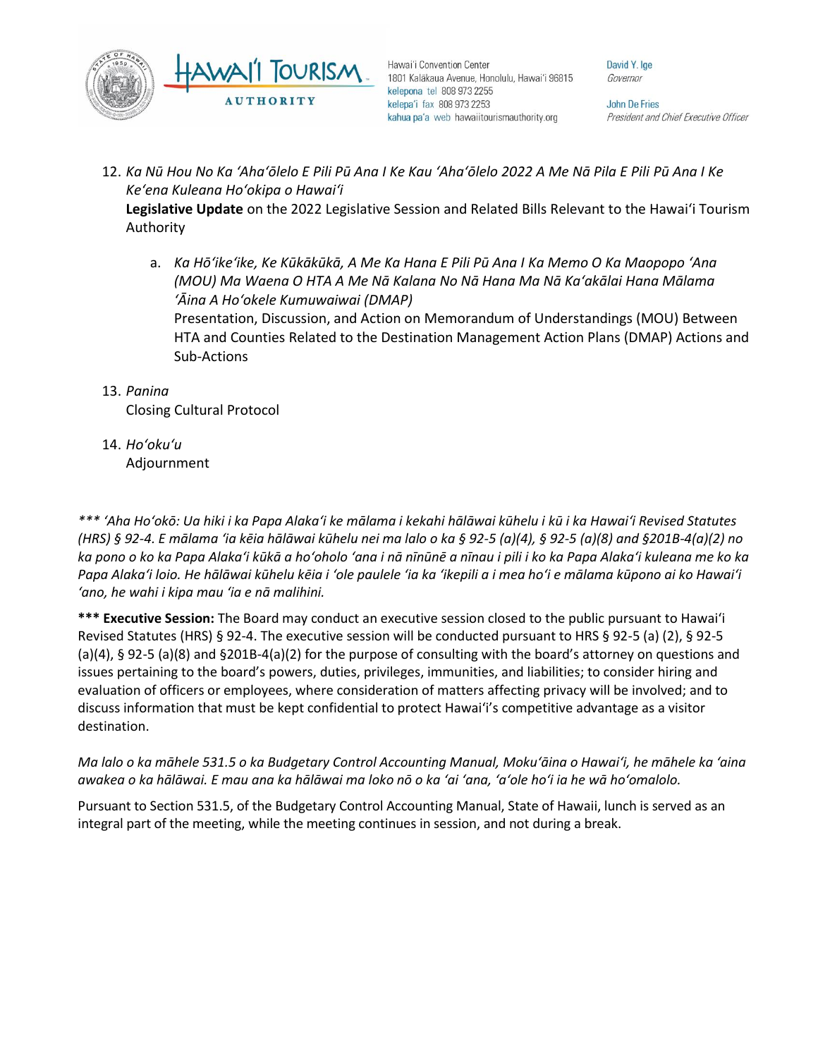12. *Ka Nū Hou No Ka ʻAhaʻōlelo E Pili Pū Ana I Ke Kau ʻAhaʻōlelo 2022 A Me Nā Pila E Pili Pū Ana I Ke Keʻena Kuleana Hoʻokipa o Hawaiʻi*
    **Legislative Update** on the 2022 Legislative Session and Related Bills Relevant to the Hawaiʻi Tourism Authority

    a. *Ka Hōʻikeʻike, Ke Kūkākūkā, A Me Ka Hana E Pili Pū Ana I Ka Memo O Ka Maopopo ʻAna (MOU) Ma Waena O HTA A Me Nā Kalana No Nā Hana Ma Nā Kaʻakālai Hana Mālama ʻĀina A Hoʻokele Kumuwaiwai (DMAP)*
    Presentation, Discussion, and Action on Memorandum of Understandings (MOU) Between HTA and Counties Related to the Destination Management Action Plans (DMAP) Actions and Sub-Actions

13. *Panina*
    Closing Cultural Protocol

14. *Hoʻokuʻu*
    Adjournment

*\*\*\* ʻAha Hoʻokō: Ua hiki i ka Papa Alakaʻi ke mālama i kekahi hālāwai kūhelu i kū i ka Hawaiʻi Revised Statutes (HRS) § 92-4. E mālama ʻia kēia hālāwai kūhelu nei ma lalo o ka § 92-5 (a)(4), § 92-5 (a)(8) and §201B-4(a)(2) no ka pono o ko ka Papa Alakaʻi kūkā a hoʻoholo ʻana i nā nīnūnē a nīnau i pili i ko ka Papa Alakaʻi kuleana me ko ka Papa Alakaʻi loio. He hālāwai kūhelu kēia i ʻole paulele ʻia ka ʻikepili a i mea hoʻi e mālama kūpono ai ko Hawaiʻi ʻano, he wahi i kipa mau ʻia e nā malihini.*

**\*\*\* Executive Session:** The Board may conduct an executive session closed to the public pursuant to Hawaiʻi Revised Statutes (HRS) § 92-4. The executive session will be conducted pursuant to HRS § 92-5 (a) (2), § 92-5 (a)(4), § 92-5 (a)(8) and §201B-4(a)(2) for the purpose of consulting with the board's attorney on questions and issues pertaining to the board's powers, duties, privileges, immunities, and liabilities; to consider hiring and evaluation of officers or employees, where consideration of matters affecting privacy will be involved; and to discuss information that must be kept confidential to protect Hawaiʻi's competitive advantage as a visitor destination.

*Ma lalo o ka māhele 531.5 o ka Budgetary Control Accounting Manual, Mokuʻāina o Hawaiʻi, he māhele ka ʻaina awakea o ka hālāwai. E mau ana ka hālāwai ma loko nō o ka ʻai ʻana, ʻaʻole hoʻi ia he wā hoʻomalolo.*

Pursuant to Section 531.5, of the Budgetary Control Accounting Manual, State of Hawaii, lunch is served as an integral part of the meeting, while the meeting continues in session, and not during a break.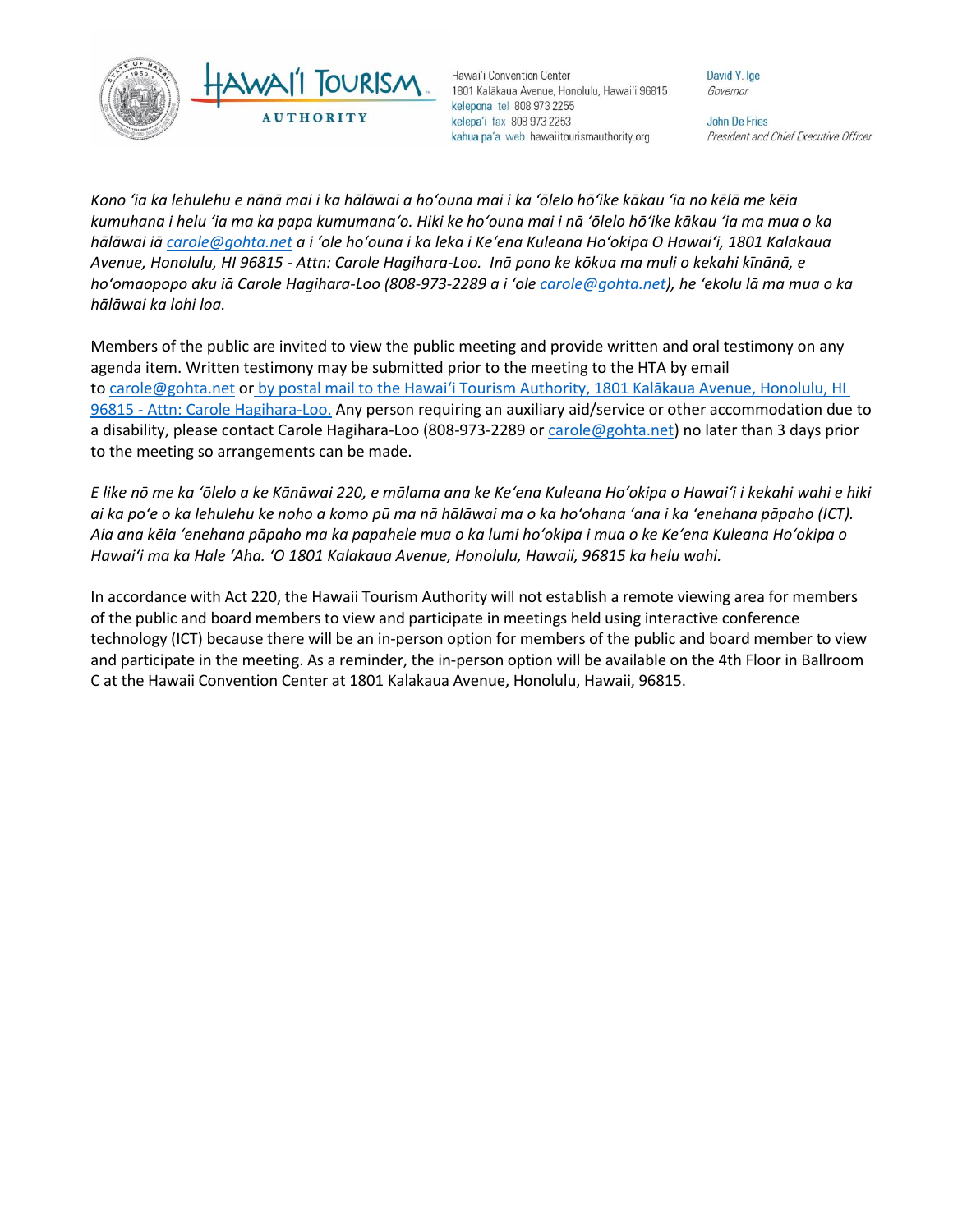Hawai'i Convention Center
1801 Kalākaua Avenue, Honolulu, Hawai'i 96815
kelepona tel 808 973 2255
kelepa'i fax 808 973 2253
kahua pa'a web hawaiitourismauthority.org

David Y. Ige
*Governor*

John De Fries
*President and Chief Executive Officer*

*Kono ʻia ka lehulehu e nānā mai i ka hālāwai a hoʻouna mai i ka ʻōlelo hōʻike kākau ʻia no kēlā me kēia kumuhana i helu ʻia ma ka papa kumumanaʻo. Hiki ke hoʻouna mai i nā ʻōlelo hōʻike kākau ʻia ma mua o ka hālāwai iā carole@gohta.net a i ʻole hoʻouna i ka leka i Keʻena Kuleana Hoʻokipa O Hawaiʻi, 1801 Kalakaua Avenue, Honolulu, HI 96815 - Attn: Carole Hagihara-Loo. Inā pono ke kōkua ma muli o kekahi kīnānā, e hoʻomaopopo aku iā Carole Hagihara-Loo (808-973-2289 a i ʻole carole@gohta.net), he ʻekolu lā ma mua o ka hālāwai ka lohi loa.*

Members of the public are invited to view the public meeting and provide written and oral testimony on any agenda item. Written testimony may be submitted prior to the meeting to the HTA by email to carole@gohta.net or by postal mail to the Hawaiʻi Tourism Authority, 1801 Kalākaua Avenue, Honolulu, HI 96815 - Attn: Carole Hagihara-Loo. Any person requiring an auxiliary aid/service or other accommodation due to a disability, please contact Carole Hagihara-Loo (808-973-2289 or carole@gohta.net) no later than 3 days prior to the meeting so arrangements can be made.

*E like nō me ka ʻōlelo a ke Kānāwai 220, e mālama ana ke Keʻena Kuleana Hoʻokipa o Hawaiʻi i kekahi wahi e hiki ai ka poʻe o ka lehulehu ke noho a komo pū ma nā hālāwai ma o ka hoʻohana ʻana i ka ʻenehana pāpaho (ICT). Aia ana kēia ʻenehana pāpaho ma ka papahele mua o ka lumi hoʻokipa i mua o ke Keʻena Kuleana Hoʻokipa o Hawaiʻi ma ka Hale ʻAha. ʻO 1801 Kalakaua Avenue, Honolulu, Hawaii, 96815 ka helu wahi.*

In accordance with Act 220, the Hawaii Tourism Authority will not establish a remote viewing area for members of the public and board members to view and participate in meetings held using interactive conference technology (ICT) because there will be an in-person option for members of the public and board member to view and participate in the meeting. As a reminder, the in-person option will be available on the 4th Floor in Ballroom C at the Hawaii Convention Center at 1801 Kalakaua Avenue, Honolulu, Hawaii, 96815.